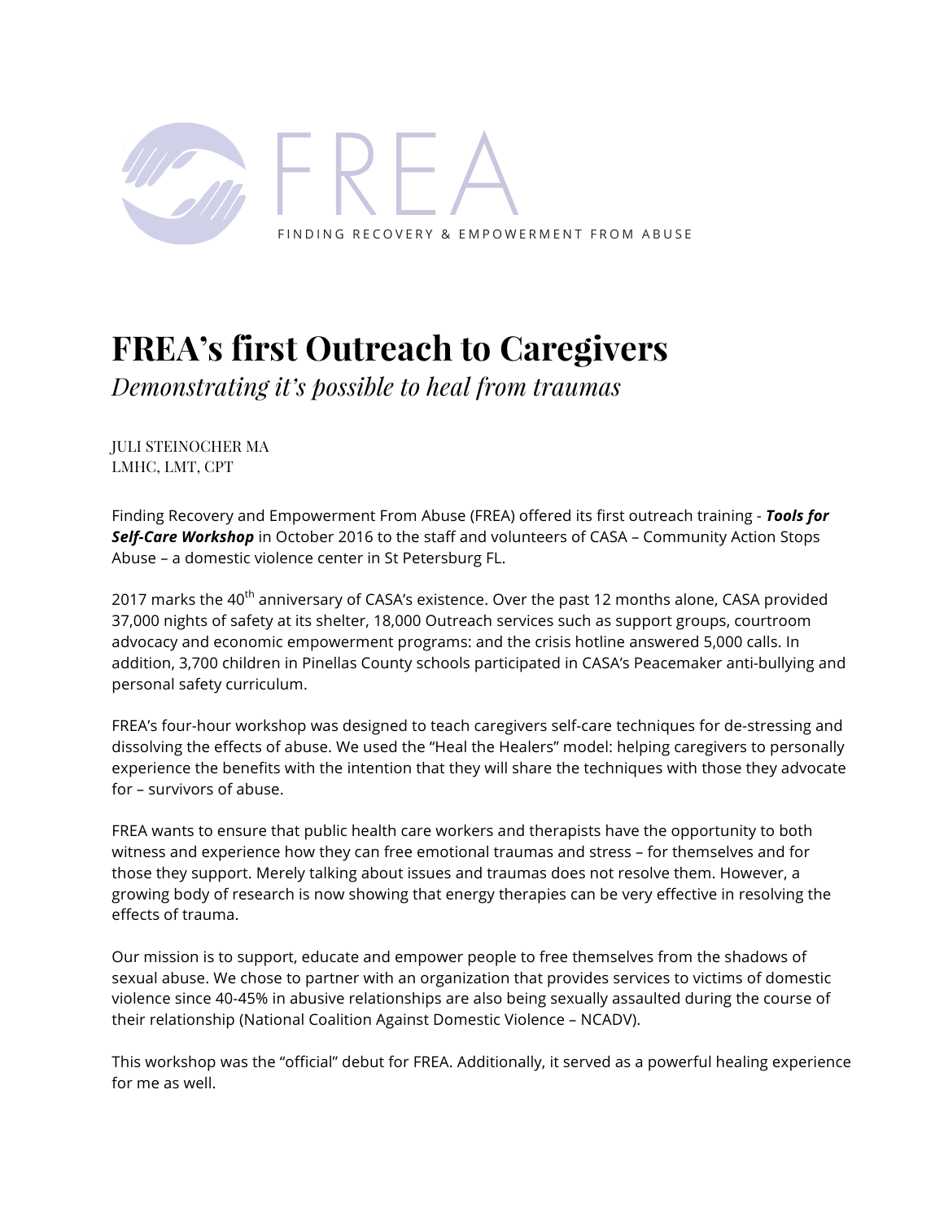FREA

FINDING RECOVERY & EMPOWERMENT FROM ABUSE

# FREA's first Outreach to Caregivers

*Demonstrating it's possible to heal from traumas*

JULI STEINOCHER MA
LMHC, LMT, CPT

Finding Recovery and Empowerment From Abuse (FREA) offered its first outreach training - ***Tools for Self-Care Workshop*** in October 2016 to the staff and volunteers of CASA – Community Action Stops Abuse – a domestic violence center in St Petersburg FL.

2017 marks the 40th anniversary of CASA's existence. Over the past 12 months alone, CASA provided 37,000 nights of safety at its shelter, 18,000 Outreach services such as support groups, courtroom advocacy and economic empowerment programs: and the crisis hotline answered 5,000 calls. In addition, 3,700 children in Pinellas County schools participated in CASA's Peacemaker anti-bullying and personal safety curriculum.

FREA's four-hour workshop was designed to teach caregivers self-care techniques for de-stressing and dissolving the effects of abuse. We used the "Heal the Healers" model: helping caregivers to personally experience the benefits with the intention that they will share the techniques with those they advocate for – survivors of abuse.

FREA wants to ensure that public health care workers and therapists have the opportunity to both witness and experience how they can free emotional traumas and stress – for themselves and for those they support. Merely talking about issues and traumas does not resolve them. However, a growing body of research is now showing that energy therapies can be very effective in resolving the effects of trauma.

Our mission is to support, educate and empower people to free themselves from the shadows of sexual abuse. We chose to partner with an organization that provides services to victims of domestic violence since 40-45% in abusive relationships are also being sexually assaulted during the course of their relationship (National Coalition Against Domestic Violence – NCADV).

This workshop was the "official" debut for FREA. Additionally, it served as a powerful healing experience for me as well.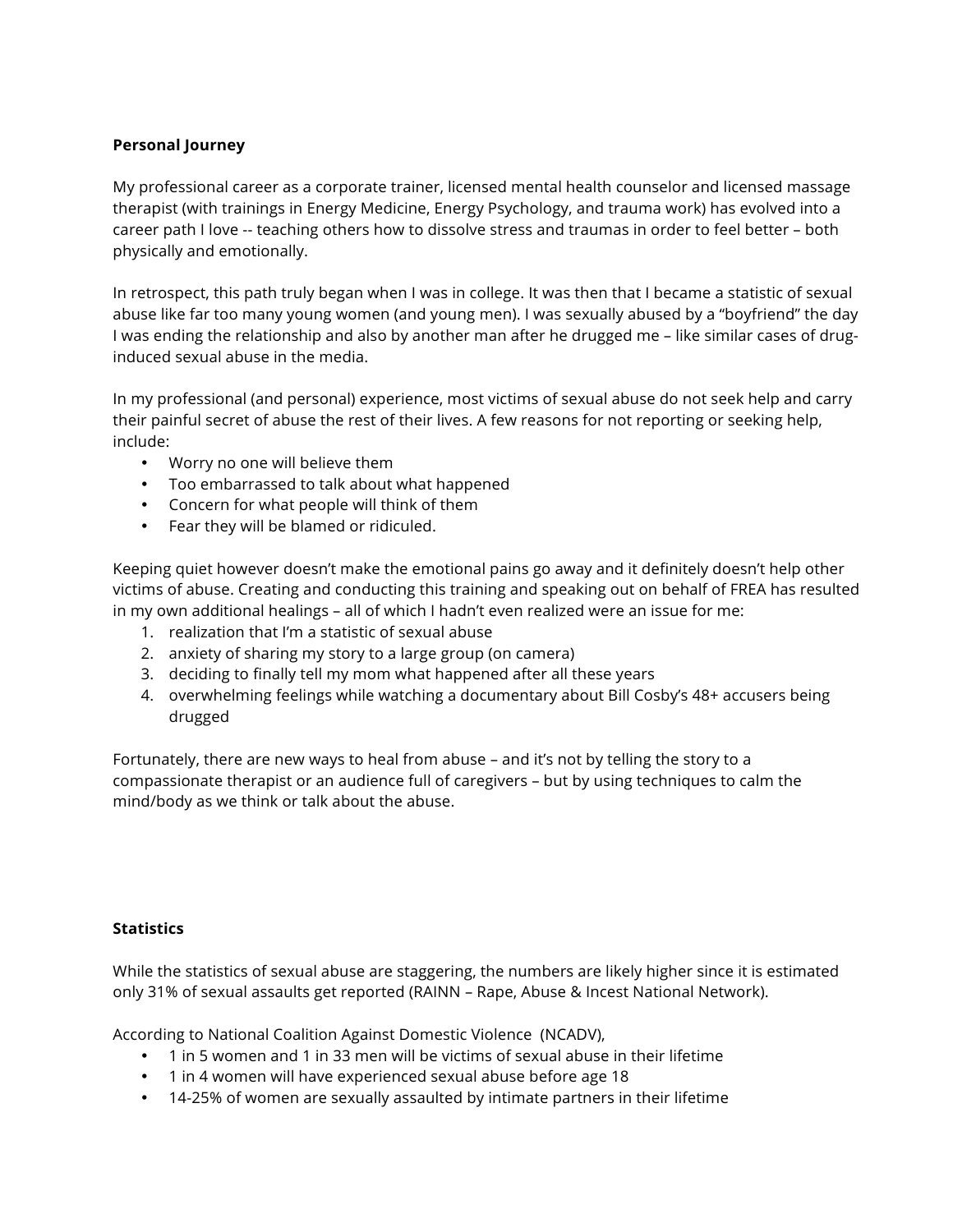**Personal Journey**

My professional career as a corporate trainer, licensed mental health counselor and licensed massage therapist (with trainings in Energy Medicine, Energy Psychology, and trauma work) has evolved into a career path I love -- teaching others how to dissolve stress and traumas in order to feel better – both physically and emotionally.

In retrospect, this path truly began when I was in college. It was then that I became a statistic of sexual abuse like far too many young women (and young men). I was sexually abused by a "boyfriend" the day I was ending the relationship and also by another man after he drugged me – like similar cases of drug-induced sexual abuse in the media.

In my professional (and personal) experience, most victims of sexual abuse do not seek help and carry their painful secret of abuse the rest of their lives. A few reasons for not reporting or seeking help, include:

- Worry no one will believe them
- Too embarrassed to talk about what happened
- Concern for what people will think of them
- Fear they will be blamed or ridiculed.

Keeping quiet however doesn't make the emotional pains go away and it definitely doesn't help other victims of abuse. Creating and conducting this training and speaking out on behalf of FREA has resulted in my own additional healings – all of which I hadn't even realized were an issue for me:

1. realization that I'm a statistic of sexual abuse
2. anxiety of sharing my story to a large group (on camera)
3. deciding to finally tell my mom what happened after all these years
4. overwhelming feelings while watching a documentary about Bill Cosby's 48+ accusers being drugged

Fortunately, there are new ways to heal from abuse – and it's not by telling the story to a compassionate therapist or an audience full of caregivers – but by using techniques to calm the mind/body as we think or talk about the abuse.

**Statistics**

While the statistics of sexual abuse are staggering, the numbers are likely higher since it is estimated only 31% of sexual assaults get reported (RAINN – Rape, Abuse & Incest National Network).

According to National Coalition Against Domestic Violence (NCADV),

- 1 in 5 women and 1 in 33 men will be victims of sexual abuse in their lifetime
- 1 in 4 women will have experienced sexual abuse before age 18
- 14-25% of women are sexually assaulted by intimate partners in their lifetime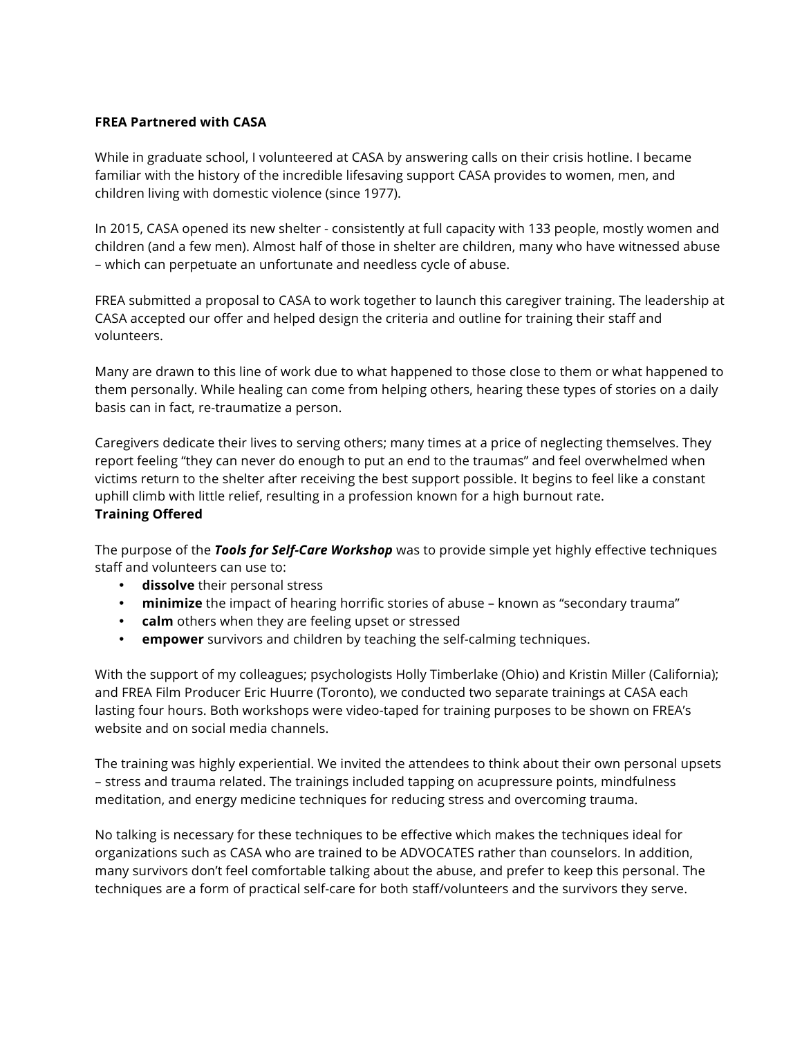**FREA Partnered with CASA**

While in graduate school, I volunteered at CASA by answering calls on their crisis hotline. I became familiar with the history of the incredible lifesaving support CASA provides to women, men, and children living with domestic violence (since 1977).

In 2015, CASA opened its new shelter - consistently at full capacity with 133 people, mostly women and children (and a few men). Almost half of those in shelter are children, many who have witnessed abuse – which can perpetuate an unfortunate and needless cycle of abuse.

FREA submitted a proposal to CASA to work together to launch this caregiver training. The leadership at CASA accepted our offer and helped design the criteria and outline for training their staff and volunteers.

Many are drawn to this line of work due to what happened to those close to them or what happened to them personally. While healing can come from helping others, hearing these types of stories on a daily basis can in fact, re-traumatize a person.

Caregivers dedicate their lives to serving others; many times at a price of neglecting themselves. They report feeling "they can never do enough to put an end to the traumas" and feel overwhelmed when victims return to the shelter after receiving the best support possible. It begins to feel like a constant uphill climb with little relief, resulting in a profession known for a high burnout rate.

**Training Offered**

The purpose of the ***Tools for Self-Care Workshop*** was to provide simple yet highly effective techniques staff and volunteers can use to:

- **dissolve** their personal stress
- **minimize** the impact of hearing horrific stories of abuse – known as "secondary trauma"
- **calm** others when they are feeling upset or stressed
- **empower** survivors and children by teaching the self-calming techniques.

With the support of my colleagues; psychologists Holly Timberlake (Ohio) and Kristin Miller (California); and FREA Film Producer Eric Huurre (Toronto), we conducted two separate trainings at CASA each lasting four hours. Both workshops were video-taped for training purposes to be shown on FREA's website and on social media channels.

The training was highly experiential. We invited the attendees to think about their own personal upsets – stress and trauma related. The trainings included tapping on acupressure points, mindfulness meditation, and energy medicine techniques for reducing stress and overcoming trauma.

No talking is necessary for these techniques to be effective which makes the techniques ideal for organizations such as CASA who are trained to be ADVOCATES rather than counselors. In addition, many survivors don't feel comfortable talking about the abuse, and prefer to keep this personal. The techniques are a form of practical self-care for both staff/volunteers and the survivors they serve.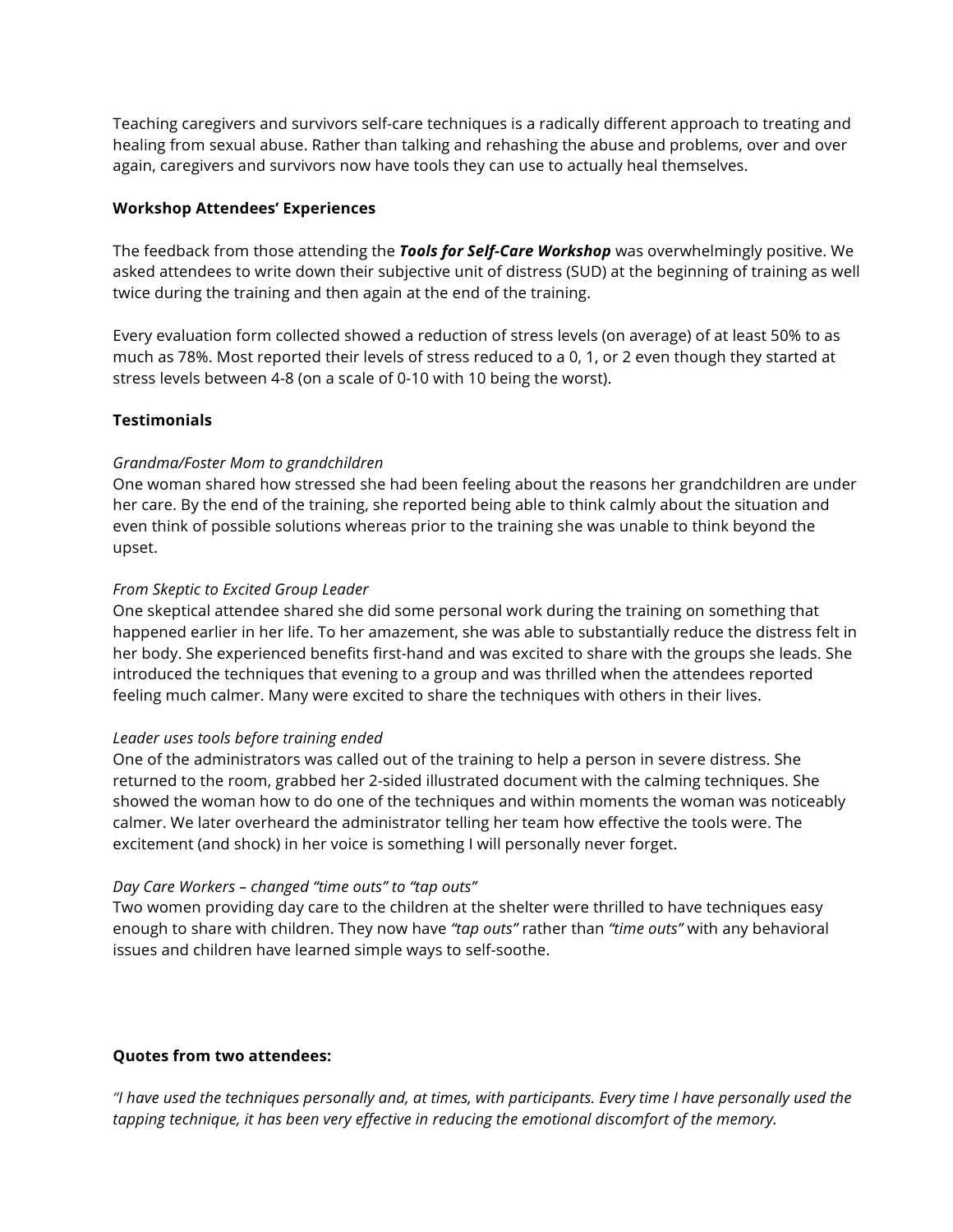Teaching caregivers and survivors self-care techniques is a radically different approach to treating and healing from sexual abuse. Rather than talking and rehashing the abuse and problems, over and over again, caregivers and survivors now have tools they can use to actually heal themselves.

**Workshop Attendees' Experiences**

The feedback from those attending the ***Tools for Self-Care Workshop*** was overwhelmingly positive. We asked attendees to write down their subjective unit of distress (SUD) at the beginning of training as well twice during the training and then again at the end of the training.

Every evaluation form collected showed a reduction of stress levels (on average) of at least 50% to as much as 78%. Most reported their levels of stress reduced to a 0, 1, or 2 even though they started at stress levels between 4-8 (on a scale of 0-10 with 10 being the worst).

**Testimonials**

*Grandma/Foster Mom to grandchildren*
One woman shared how stressed she had been feeling about the reasons her grandchildren are under her care. By the end of the training, she reported being able to think calmly about the situation and even think of possible solutions whereas prior to the training she was unable to think beyond the upset.

*From Skeptic to Excited Group Leader*
One skeptical attendee shared she did some personal work during the training on something that happened earlier in her life. To her amazement, she was able to substantially reduce the distress felt in her body. She experienced benefits first-hand and was excited to share with the groups she leads. She introduced the techniques that evening to a group and was thrilled when the attendees reported feeling much calmer. Many were excited to share the techniques with others in their lives.

*Leader uses tools before training ended*
One of the administrators was called out of the training to help a person in severe distress. She returned to the room, grabbed her 2-sided illustrated document with the calming techniques. She showed the woman how to do one of the techniques and within moments the woman was noticeably calmer. We later overheard the administrator telling her team how effective the tools were. The excitement (and shock) in her voice is something I will personally never forget.

*Day Care Workers – changed "time outs" to "tap outs"*
Two women providing day care to the children at the shelter were thrilled to have techniques easy enough to share with children. They now have *"tap outs"* rather than *"time outs"* with any behavioral issues and children have learned simple ways to self-soothe.

**Quotes from two attendees:**

*"I have used the techniques personally and, at times, with participants. Every time I have personally used the tapping technique, it has been very effective in reducing the emotional discomfort of the memory.*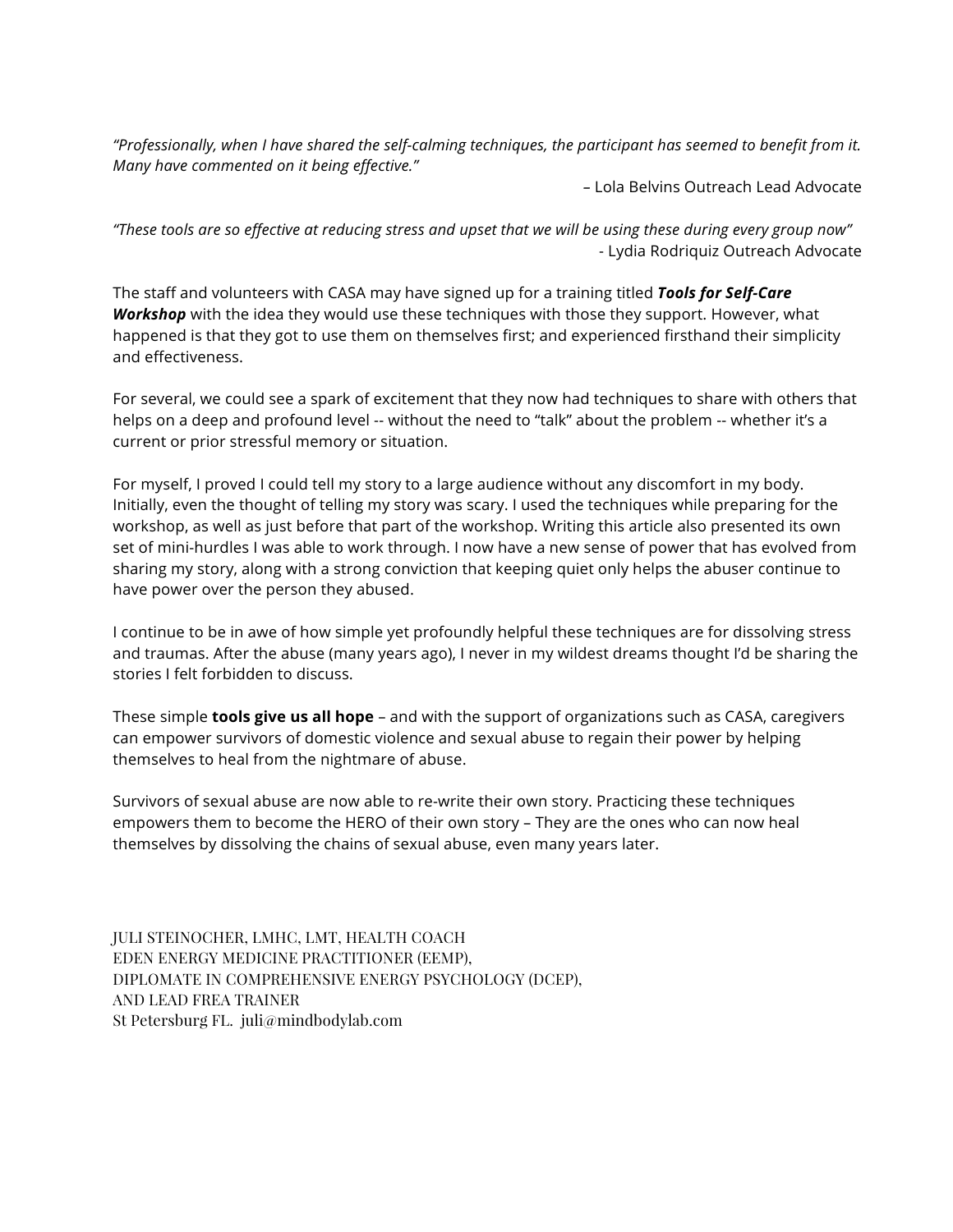*"Professionally, when I have shared the self-calming techniques, the participant has seemed to benefit from it. Many have commented on it being effective."*

– Lola Belvins Outreach Lead Advocate

*"These tools are so effective at reducing stress and upset that we will be using these during every group now"*

- Lydia Rodriquiz Outreach Advocate

The staff and volunteers with CASA may have signed up for a training titled ***Tools for Self-Care Workshop*** with the idea they would use these techniques with those they support. However, what happened is that they got to use them on themselves first; and experienced firsthand their simplicity and effectiveness.

For several, we could see a spark of excitement that they now had techniques to share with others that helps on a deep and profound level -- without the need to "talk" about the problem -- whether it's a current or prior stressful memory or situation.

For myself, I proved I could tell my story to a large audience without any discomfort in my body. Initially, even the thought of telling my story was scary. I used the techniques while preparing for the workshop, as well as just before that part of the workshop. Writing this article also presented its own set of mini-hurdles I was able to work through. I now have a new sense of power that has evolved from sharing my story, along with a strong conviction that keeping quiet only helps the abuser continue to have power over the person they abused.

I continue to be in awe of how simple yet profoundly helpful these techniques are for dissolving stress and traumas. After the abuse (many years ago), I never in my wildest dreams thought I'd be sharing the stories I felt forbidden to discuss.

These simple **tools give us all hope** – and with the support of organizations such as CASA, caregivers can empower survivors of domestic violence and sexual abuse to regain their power by helping themselves to heal from the nightmare of abuse.

Survivors of sexual abuse are now able to re-write their own story. Practicing these techniques empowers them to become the HERO of their own story – They are the ones who can now heal themselves by dissolving the chains of sexual abuse, even many years later.

JULI STEINOCHER, LMHC, LMT, HEALTH COACH
EDEN ENERGY MEDICINE PRACTITIONER (EEMP),
DIPLOMATE IN COMPREHENSIVE ENERGY PSYCHOLOGY (DCEP),
AND LEAD FREA TRAINER
St Petersburg FL. juli@mindbodylab.com